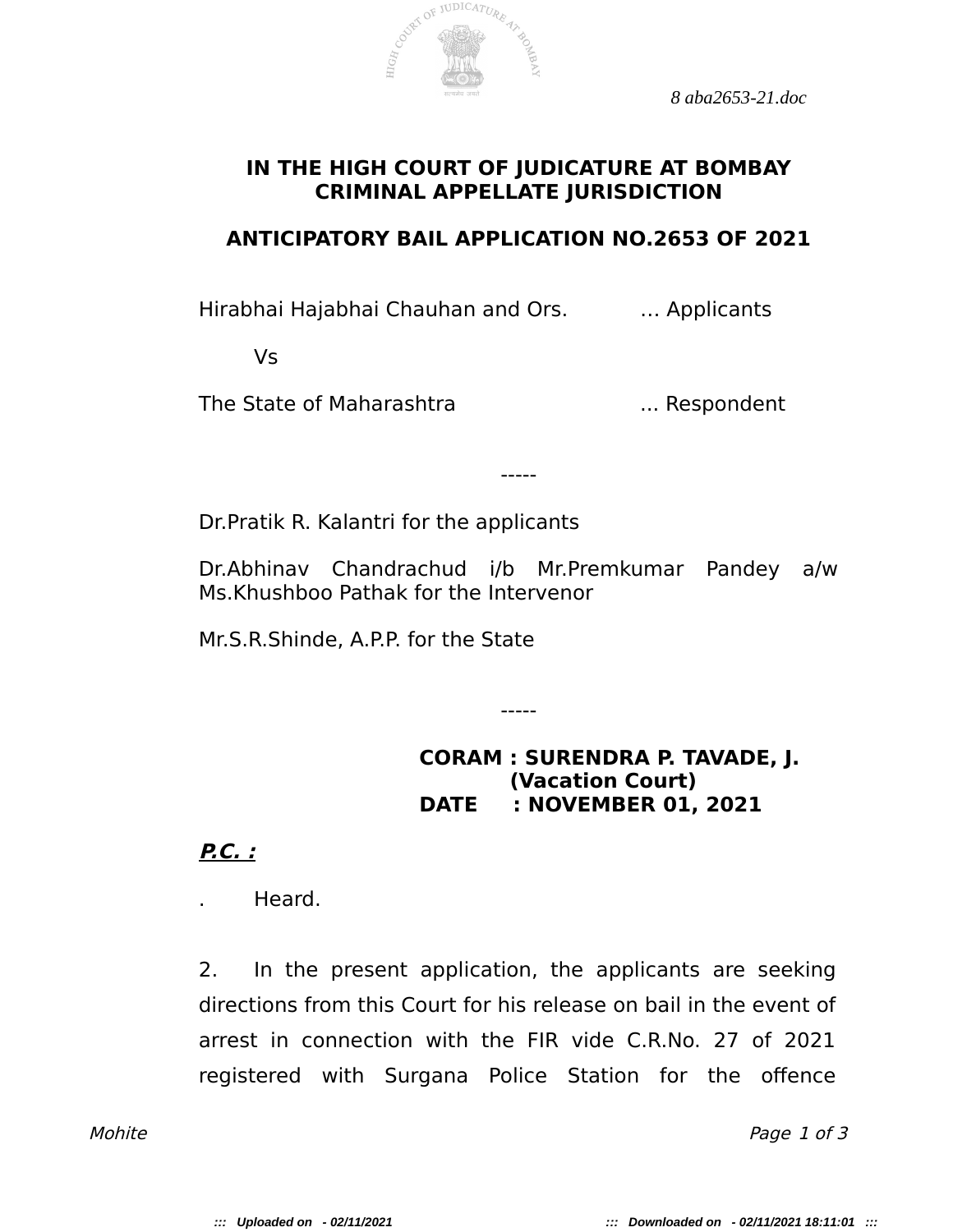8 aba2653-21.doc

**IN THE HIGH COURT OF JUDICATURE AT BOMBAY**
**CRIMINAL APPELLATE JURISDICTION**

**ANTICIPATORY BAIL APPLICATION NO.2653 OF 2021**

Hirabhai Hajabhai Chauhan and Ors. … Applicants

Vs

The State of Maharashtra ... Respondent

-----

Dr.Pratik R. Kalantri for the applicants

Dr.Abhinav Chandrachud i/b Mr.Premkumar Pandey a/w Ms.Khushboo Pathak for the Intervenor

Mr.S.R.Shinde, A.P.P. for the State

-----

**CORAM : SURENDRA P. TAVADE, J.**
**(Vacation Court)**
**DATE : NOVEMBER 01, 2021**

***P.C. :***

. Heard.

2. In the present application, the applicants are seeking directions from this Court for his release on bail in the event of arrest in connection with the FIR vide C.R.No. 27 of 2021 registered with Surgana Police Station for the offence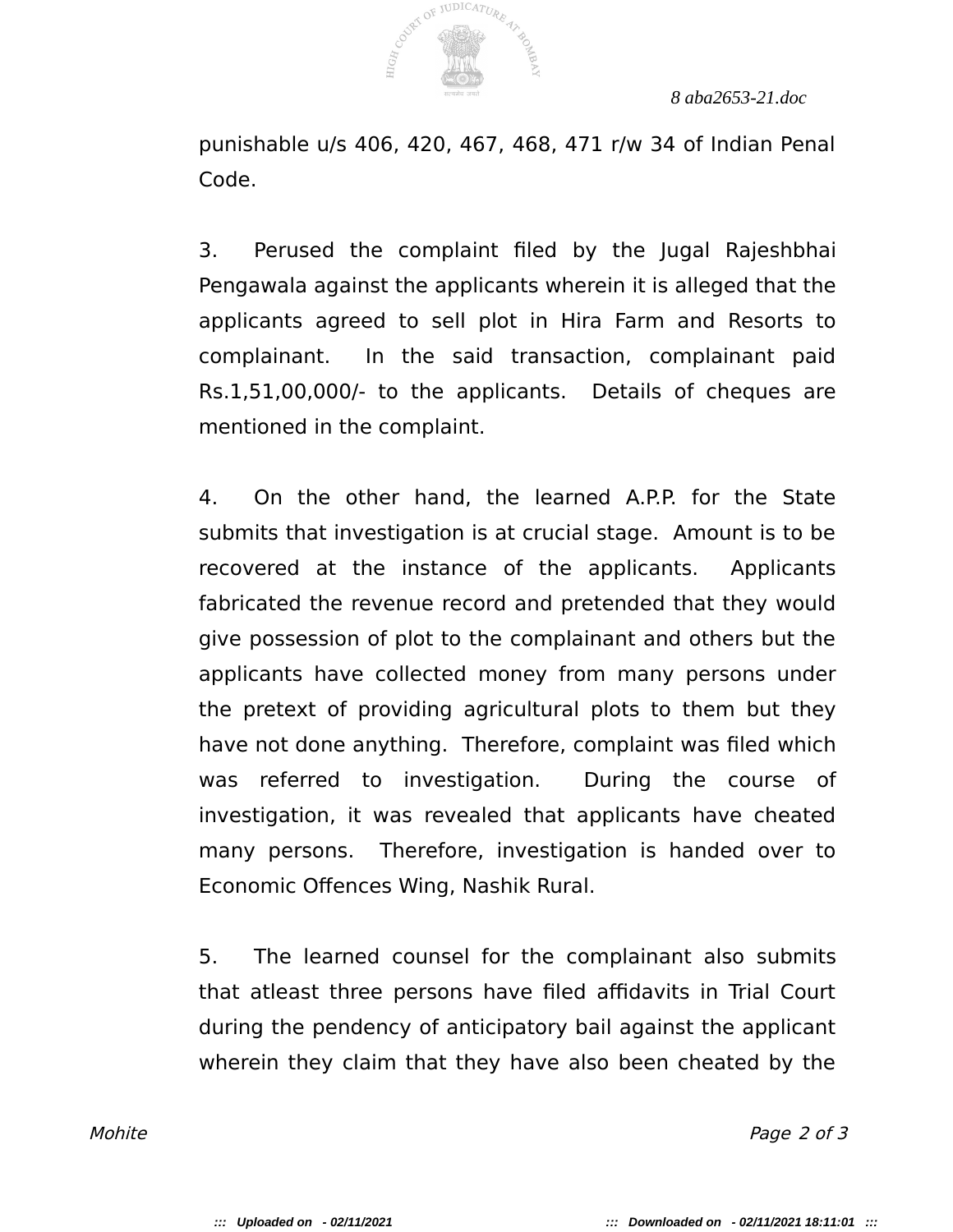punishable u/s 406, 420, 467, 468, 471 r/w 34 of Indian Penal Code.

3. Perused the complaint filed by the Jugal Rajeshbhai Pengawala against the applicants wherein it is alleged that the applicants agreed to sell plot in Hira Farm and Resorts to complainant. In the said transaction, complainant paid Rs.1,51,00,000/- to the applicants. Details of cheques are mentioned in the complaint.

4. On the other hand, the learned A.P.P. for the State submits that investigation is at crucial stage. Amount is to be recovered at the instance of the applicants. Applicants fabricated the revenue record and pretended that they would give possession of plot to the complainant and others but the applicants have collected money from many persons under the pretext of providing agricultural plots to them but they have not done anything. Therefore, complaint was filed which was referred to investigation. During the course of investigation, it was revealed that applicants have cheated many persons. Therefore, investigation is handed over to Economic Offences Wing, Nashik Rural.

5. The learned counsel for the complainant also submits that atleast three persons have filed affidavits in Trial Court during the pendency of anticipatory bail against the applicant wherein they claim that they have also been cheated by the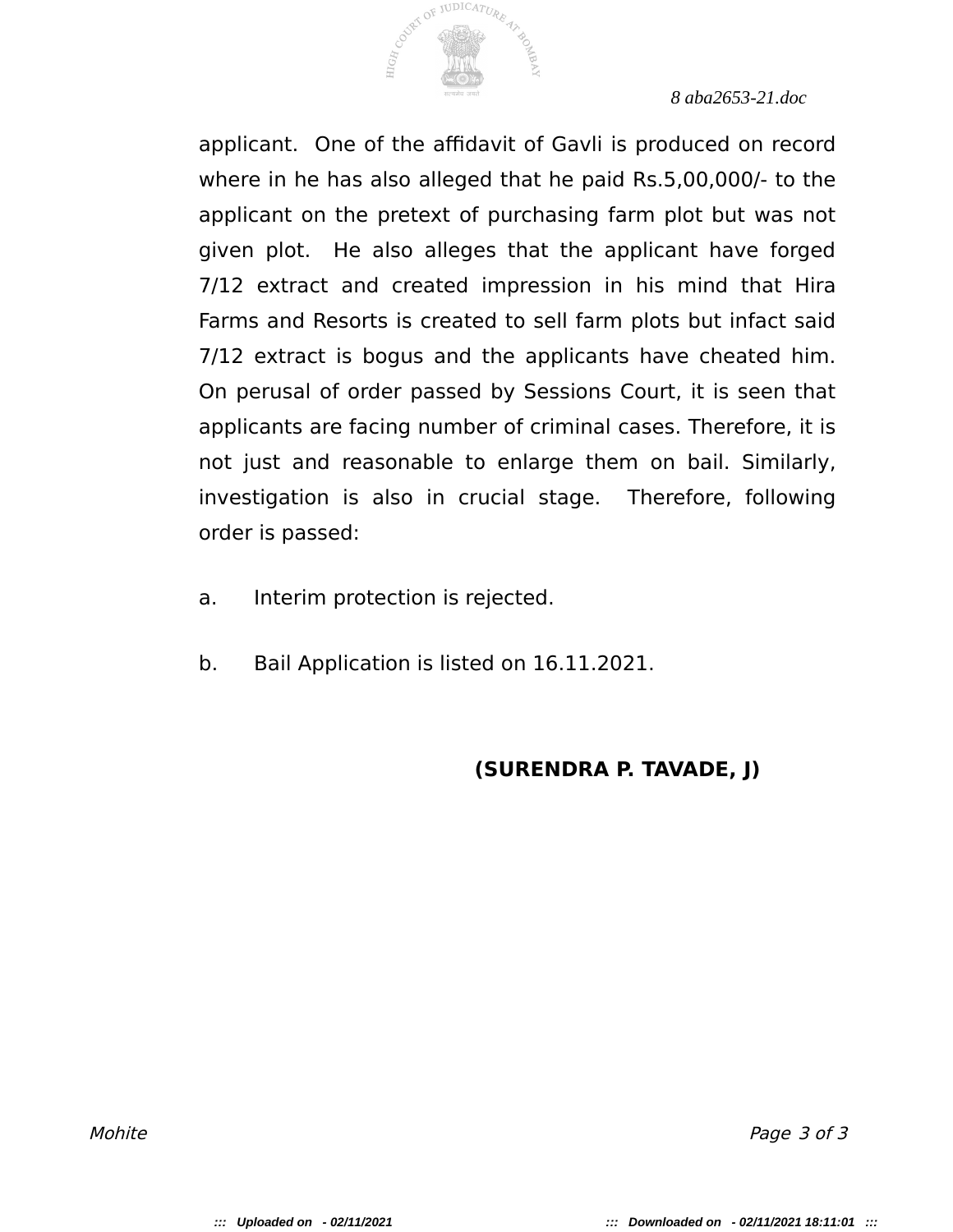applicant. One of the affidavit of Gavli is produced on record where in he has also alleged that he paid Rs.5,00,000/- to the applicant on the pretext of purchasing farm plot but was not given plot. He also alleges that the applicant have forged 7/12 extract and created impression in his mind that Hira Farms and Resorts is created to sell farm plots but infact said 7/12 extract is bogus and the applicants have cheated him. On perusal of order passed by Sessions Court, it is seen that applicants are facing number of criminal cases. Therefore, it is not just and reasonable to enlarge them on bail. Similarly, investigation is also in crucial stage. Therefore, following order is passed:

a. Interim protection is rejected.

b. Bail Application is listed on 16.11.2021.

**(SURENDRA P. TAVADE, J)**

*Mohite*